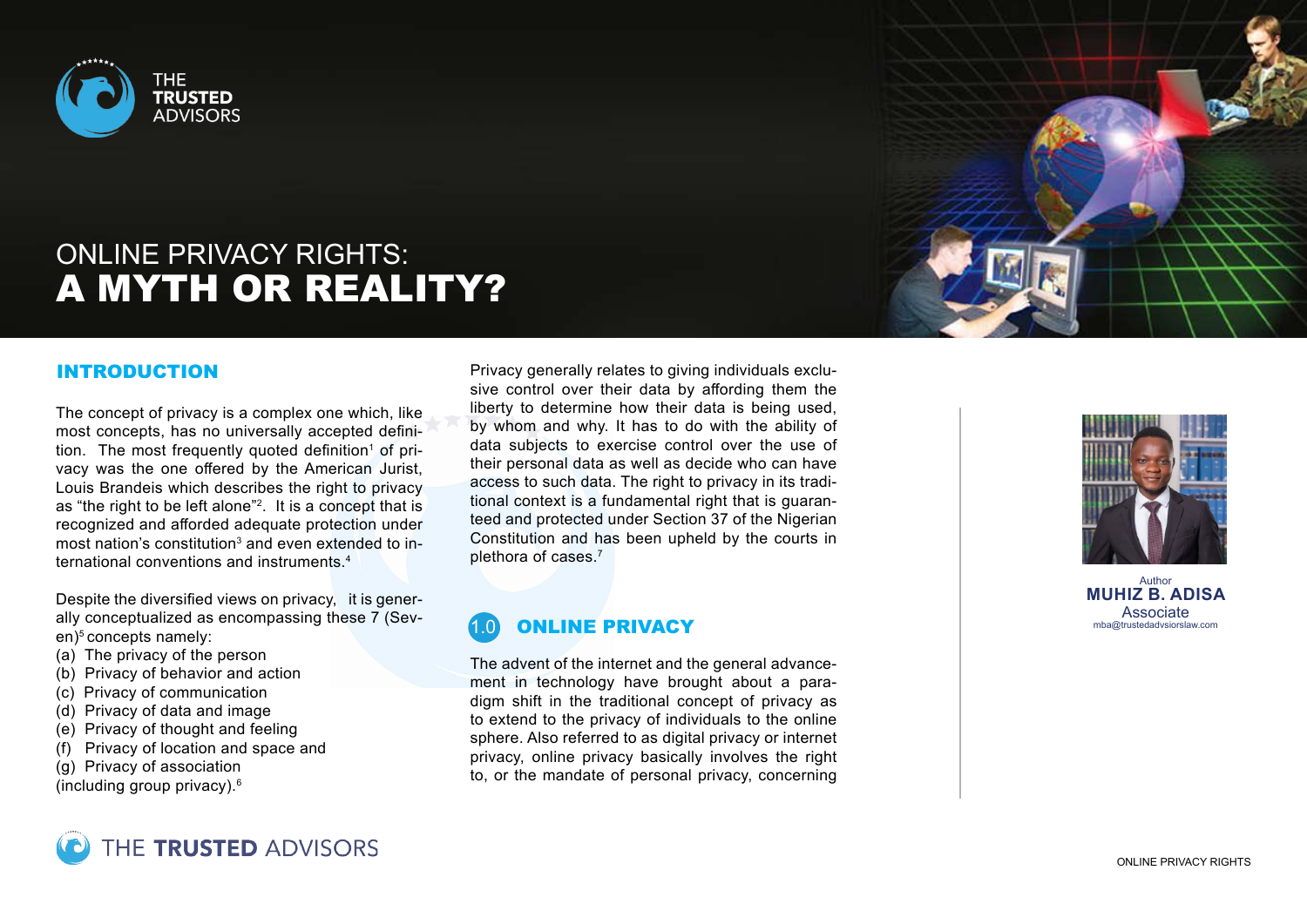THE TRUSTED ADVISORS

# ONLINE PRIVACY RIGHTS: A MYTH OR REALITY?

Author
**MUHIZ B. ADISA**
Associate
mba@trustedadvsiorslaw.com

## INTRODUCTION

The concept of privacy is a complex one which, like most concepts, has no universally accepted definition. The most frequently quoted definition[1] of privacy was the one offered by the American Jurist, Louis Brandeis which describes the right to privacy as "the right to be left alone"[2]. It is a concept that is recognized and afforded adequate protection under most nation's constitution[3] and even extended to international conventions and instruments.[4]

Despite the diversified views on privacy, it is generally conceptualized as encompassing these 7 (Seven)[5] concepts namely:

(a) The privacy of the person
(b) Privacy of behavior and action
(c) Privacy of communication
(d) Privacy of data and image
(e) Privacy of thought and feeling
(f) Privacy of location and space and
(g) Privacy of association
(including group privacy).[6]

Privacy generally relates to giving individuals exclusive control over their data by affording them the liberty to determine how their data is being used, by whom and why. It has to do with the ability of data subjects to exercise control over the use of their personal data as well as decide who can have access to such data. The right to privacy in its traditional context is a fundamental right that is guaranteed and protected under Section 37 of the Nigerian Constitution and has been upheld by the courts in plethora of cases.[7]

## 1.0 ONLINE PRIVACY

The advent of the internet and the general advancement in technology have brought about a paradigm shift in the traditional concept of privacy as to extend to the privacy of individuals to the online sphere. Also referred to as digital privacy or internet privacy, online privacy basically involves the right to, or the mandate of personal privacy, concerning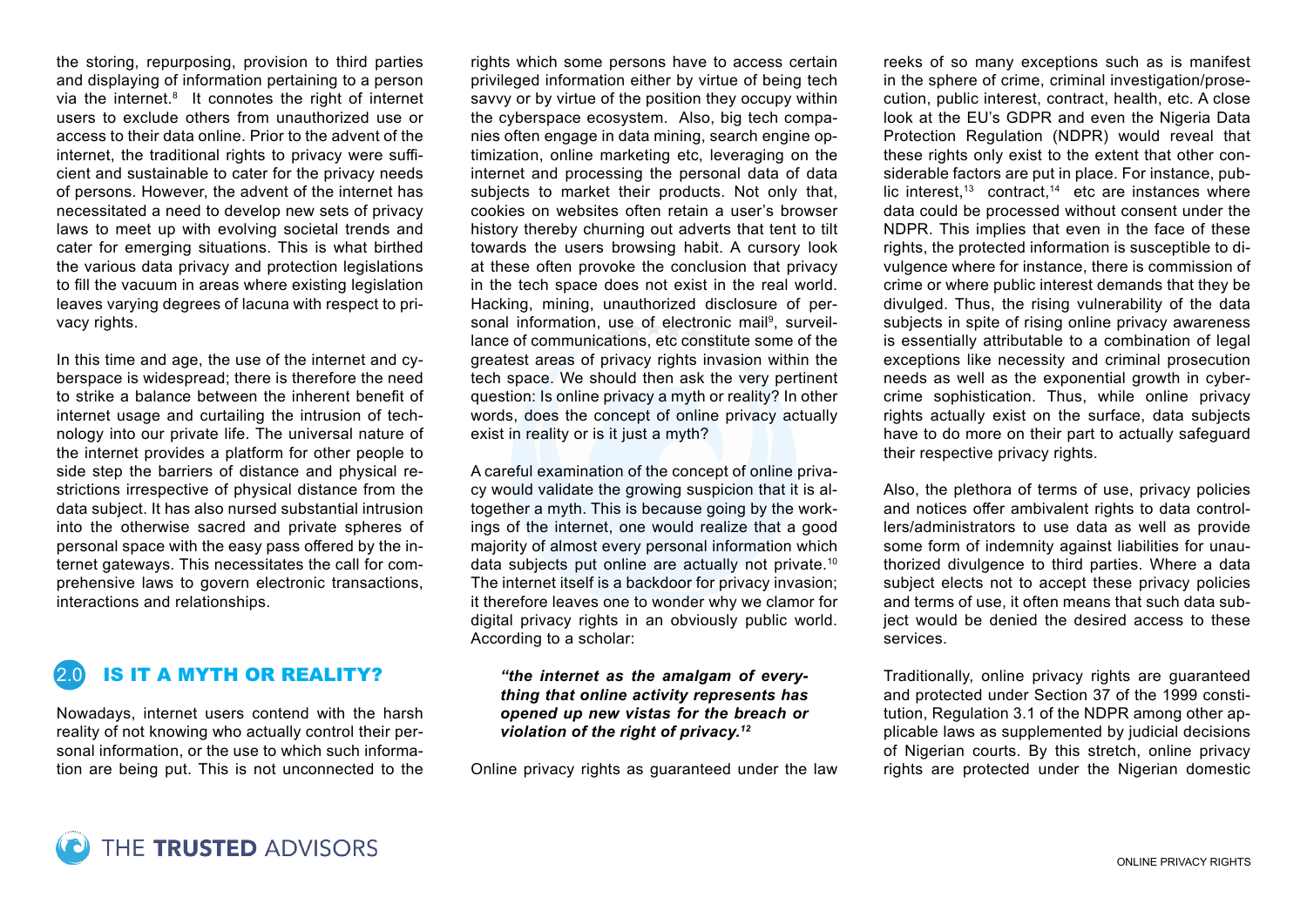the storing, repurposing, provision to third parties and displaying of information pertaining to a person via the internet.[8] It connotes the right of internet users to exclude others from unauthorized use or access to their data online. Prior to the advent of the internet, the traditional rights to privacy were sufficient and sustainable to cater for the privacy needs of persons. However, the advent of the internet has necessitated a need to develop new sets of privacy laws to meet up with evolving societal trends and cater for emerging situations. This is what birthed the various data privacy and protection legislations to fill the vacuum in areas where existing legislation leaves varying degrees of lacuna with respect to privacy rights.

In this time and age, the use of the internet and cyberspace is widespread; there is therefore the need to strike a balance between the inherent benefit of internet usage and curtailing the intrusion of technology into our private life. The universal nature of the internet provides a platform for other people to side step the barriers of distance and physical restrictions irrespective of physical distance from the data subject. It has also nursed substantial intrusion into the otherwise sacred and private spheres of personal space with the easy pass offered by the internet gateways. This necessitates the call for comprehensive laws to govern electronic transactions, interactions and relationships.

## 2.0 IS IT A MYTH OR REALITY?

Nowadays, internet users contend with the harsh reality of not knowing who actually control their personal information, or the use to which such information are being put. This is not unconnected to the rights which some persons have to access certain privileged information either by virtue of being tech savvy or by virtue of the position they occupy within the cyberspace ecosystem. Also, big tech companies often engage in data mining, search engine optimization, online marketing etc, leveraging on the internet and processing the personal data of data subjects to market their products. Not only that, cookies on websites often retain a user's browser history thereby churning out adverts that tent to tilt towards the users browsing habit. A cursory look at these often provoke the conclusion that privacy in the tech space does not exist in the real world. Hacking, mining, unauthorized disclosure of personal information, use of electronic mail[9], surveillance of communications, etc constitute some of the greatest areas of privacy rights invasion within the tech space. We should then ask the very pertinent question: Is online privacy a myth or reality? In other words, does the concept of online privacy actually exist in reality or is it just a myth?

A careful examination of the concept of online privacy would validate the growing suspicion that it is altogether a myth. This is because going by the workings of the internet, one would realize that a good majority of almost every personal information which data subjects put online are actually not private.[10] The internet itself is a backdoor for privacy invasion; it therefore leaves one to wonder why we clamor for digital privacy rights in an obviously public world. According to a scholar:

> ***"the internet as the amalgam of everything that online activity represents has opened up new vistas for the breach or violation of the right of privacy.[12]***

Online privacy rights as guaranteed under the law reeks of so many exceptions such as is manifest in the sphere of crime, criminal investigation/prosecution, public interest, contract, health, etc. A close look at the EU's GDPR and even the Nigeria Data Protection Regulation (NDPR) would reveal that these rights only exist to the extent that other considerable factors are put in place. For instance, public interest,[13] contract,[14] etc are instances where data could be processed without consent under the NDPR. This implies that even in the face of these rights, the protected information is susceptible to divulgence where for instance, there is commission of crime or where public interest demands that they be divulged. Thus, the rising vulnerability of the data subjects in spite of rising online privacy awareness is essentially attributable to a combination of legal exceptions like necessity and criminal prosecution needs as well as the exponential growth in cybercrime sophistication. Thus, while online privacy rights actually exist on the surface, data subjects have to do more on their part to actually safeguard their respective privacy rights.

Also, the plethora of terms of use, privacy policies and notices offer ambivalent rights to data controllers/administrators to use data as well as provide some form of indemnity against liabilities for unauthorized divulgence to third parties. Where a data subject elects not to accept these privacy policies and terms of use, it often means that such data subject would be denied the desired access to these services.

Traditionally, online privacy rights are guaranteed and protected under Section 37 of the 1999 constitution, Regulation 3.1 of the NDPR among other applicable laws as supplemented by judicial decisions of Nigerian courts. By this stretch, online privacy rights are protected under the Nigerian domestic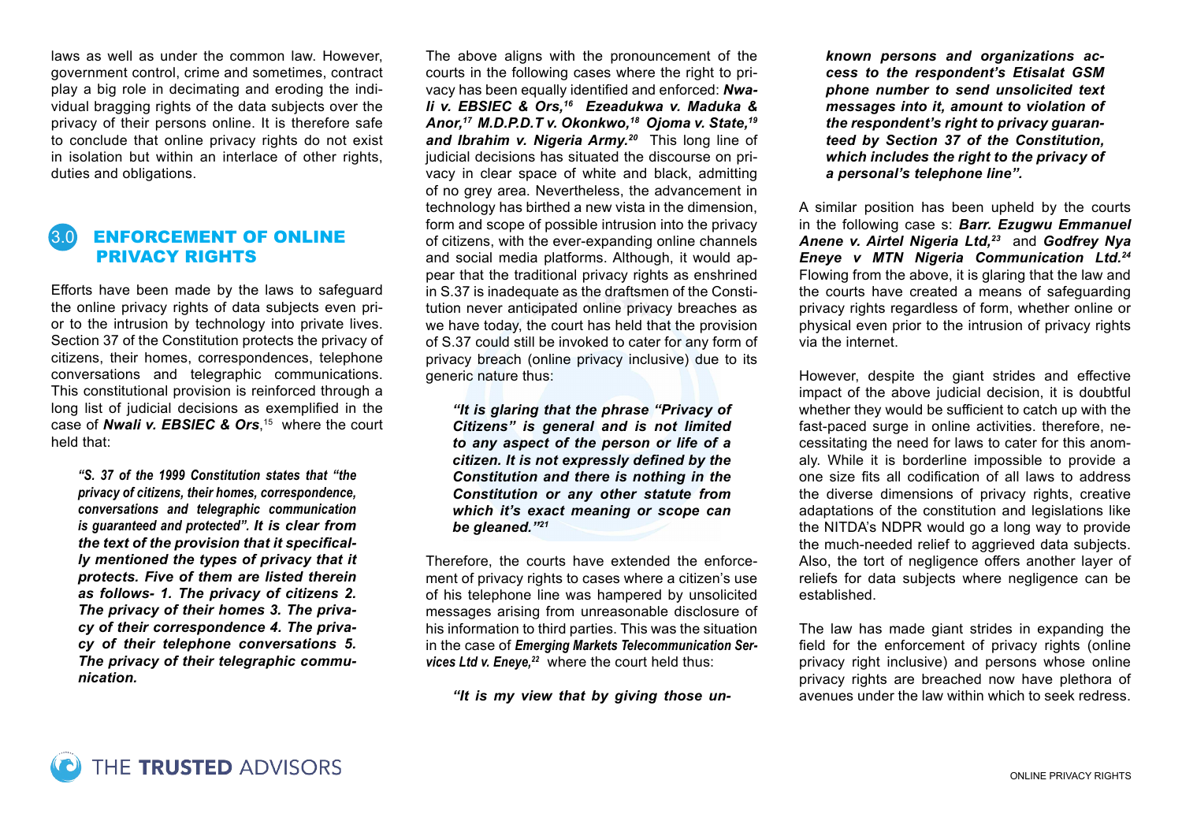laws as well as under the common law. However, government control, crime and sometimes, contract play a big role in decimating and eroding the individual bragging rights of the data subjects over the privacy of their persons online. It is therefore safe to conclude that online privacy rights do not exist in isolation but within an interlace of other rights, duties and obligations.

## 3.0 ENFORCEMENT OF ONLINE PRIVACY RIGHTS

Efforts have been made by the laws to safeguard the online privacy rights of data subjects even prior to the intrusion by technology into private lives. Section 37 of the Constitution protects the privacy of citizens, their homes, correspondences, telephone conversations and telegraphic communications. This constitutional provision is reinforced through a long list of judicial decisions as exemplified in the case of ***Nwali v. EBSIEC & Ors***,[15] where the court held that:

> ***"S. 37 of the 1999 Constitution states that "the privacy of citizens, their homes, correspondence, conversations and telegraphic communication is guaranteed and protected". It is clear from the text of the provision that it specifically mentioned the types of privacy that it protects. Five of them are listed therein as follows- 1. The privacy of citizens 2. The privacy of their homes 3. The privacy of their correspondence 4. The privacy of their telephone conversations 5. The privacy of their telegraphic communication.***

The above aligns with the pronouncement of the courts in the following cases where the right to privacy has been equally identified and enforced: ***Nwali v. EBSIEC & Ors,***[16] ***Ezeadukwa v. Maduka & Anor,***[17] ***M.D.P.D.T v. Okonkwo,***[18] ***Ojoma v. State,***[19] ***and Ibrahim v. Nigeria Army.***[20] This long line of judicial decisions has situated the discourse on privacy in clear space of white and black, admitting of no grey area. Nevertheless, the advancement in technology has birthed a new vista in the dimension, form and scope of possible intrusion into the privacy of citizens, with the ever-expanding online channels and social media platforms. Although, it would appear that the traditional privacy rights as enshrined in S.37 is inadequate as the draftsmen of the Constitution never anticipated online privacy breaches as we have today, the court has held that the provision of S.37 could still be invoked to cater for any form of privacy breach (online privacy inclusive) due to its generic nature thus:

> ***"It is glaring that the phrase "Privacy of Citizens" is general and is not limited to any aspect of the person or life of a citizen. It is not expressly defined by the Constitution and there is nothing in the Constitution or any other statute from which it's exact meaning or scope can be gleaned."***[21]

Therefore, the courts have extended the enforcement of privacy rights to cases where a citizen's use of his telephone line was hampered by unsolicited messages arising from unreasonable disclosure of his information to third parties. This was the situation in the case of ***Emerging Markets Telecommunication Services Ltd v. Eneye,***[22] where the court held thus:

> ***"It is my view that by giving those unknown persons and organizations access to the respondent's Etisalat GSM phone number to send unsolicited text messages into it, amount to violation of the respondent's right to privacy guaranteed by Section 37 of the Constitution, which includes the right to the privacy of a personal's telephone line".***

A similar position has been upheld by the courts in the following case s: ***Barr. Ezugwu Emmanuel Anene v. Airtel Nigeria Ltd,***[23] and ***Godfrey Nya Eneye v MTN Nigeria Communication Ltd.***[24] Flowing from the above, it is glaring that the law and the courts have created a means of safeguarding privacy rights regardless of form, whether online or physical even prior to the intrusion of privacy rights via the internet.

However, despite the giant strides and effective impact of the above judicial decision, it is doubtful whether they would be sufficient to catch up with the fast-paced surge in online activities. therefore, necessitating the need for laws to cater for this anomaly. While it is borderline impossible to provide a one size fits all codification of all laws to address the diverse dimensions of privacy rights, creative adaptations of the constitution and legislations like the NITDA's NDPR would go a long way to provide the much-needed relief to aggrieved data subjects. Also, the tort of negligence offers another layer of reliefs for data subjects where negligence can be established.

The law has made giant strides in expanding the field for the enforcement of privacy rights (online privacy right inclusive) and persons whose online privacy rights are breached now have plethora of avenues under the law within which to seek redress.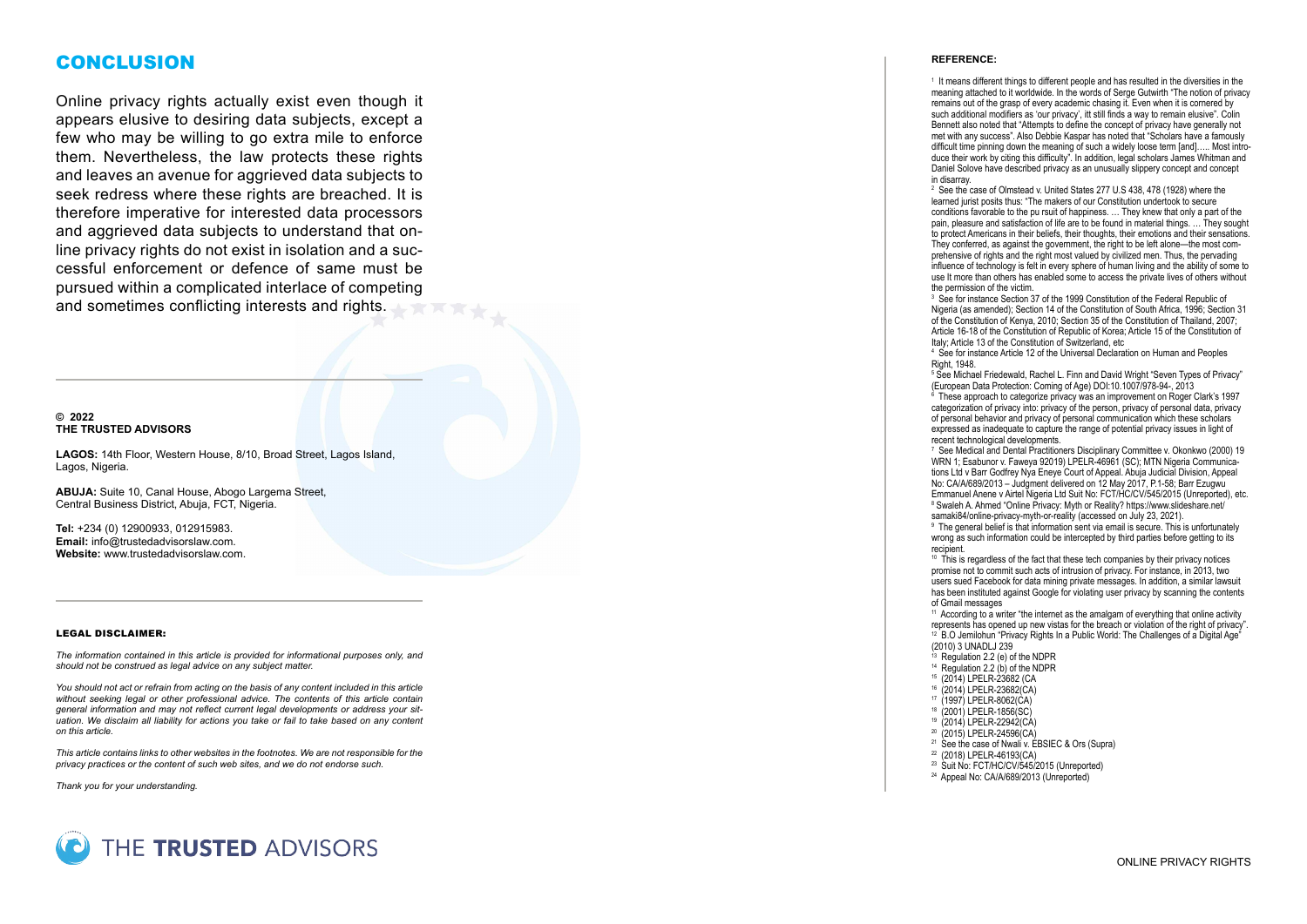## CONCLUSION

Online privacy rights actually exist even though it appears elusive to desiring data subjects, except a few who may be willing to go extra mile to enforce them. Nevertheless, the law protects these rights and leaves an avenue for aggrieved data subjects to seek redress where these rights are breached. It is therefore imperative for interested data processors and aggrieved data subjects to understand that online privacy rights do not exist in isolation and a successful enforcement or defence of same must be pursued within a complicated interlace of competing and sometimes conflicting interests and rights.

**© 2022**
**THE TRUSTED ADVISORS**

**LAGOS:** 14th Floor, Western House, 8/10, Broad Street, Lagos Island, Lagos, Nigeria.

**ABUJA:** Suite 10, Canal House, Abogo Largema Street, Central Business District, Abuja, FCT, Nigeria.

**Tel:** +234 (0) 12900933, 012915983.
**Email:** info@trustedadvisorslaw.com.
**Website:** www.trustedadvisorslaw.com.

### LEGAL DISCLAIMER:

*The information contained in this article is provided for informational purposes only, and should not be construed as legal advice on any subject matter.*

*You should not act or refrain from acting on the basis of any content included in this article without seeking legal or other professional advice. The contents of this article contain general information and may not reflect current legal developments or address your situation. We disclaim all liability for actions you take or fail to take based on any content on this article.*

*This article contains links to other websites in the footnotes. We are not responsible for the privacy practices or the content of such web sites, and we do not endorse such.*

*Thank you for your understanding.*

THE **TRUSTED** ADVISORS

### REFERENCE:

[1] It means different things to different people and has resulted in the diversities in the meaning attached to it worldwide. In the words of Serge Gutwirth "The notion of privacy remains out of the grasp of every academic chasing it. Even when it is cornered by such additional modifiers as 'our privacy', itt still finds a way to remain elusive". Colin Bennett also noted that "Attempts to define the concept of privacy have generally not met with any success". Also Debbie Kaspar has noted that "Scholars have a famously difficult time pinning down the meaning of such a widely loose term [and]….. Most introduce their work by citing this difficulty". In addition, legal scholars James Whitman and Daniel Solove have described privacy as an unusually slippery concept and concept in disarray.

[2] See the case of Olmstead v. United States 277 U.S 438, 478 (1928) where the learned jurist posits thus: "The makers of our Constitution undertook to secure conditions favorable to the pu rsuit of happiness. … They knew that only a part of the pain, pleasure and satisfaction of life are to be found in material things. … They sought to protect Americans in their beliefs, their thoughts, their emotions and their sensations. They conferred, as against the government, the right to be left alone—the most comprehensive of rights and the right most valued by civilized men. Thus, the pervading influence of technology is felt in every sphere of human living and the ability of some to use It more than others has enabled some to access the private lives of others without the permission of the victim.

[3] See for instance Section 37 of the 1999 Constitution of the Federal Republic of Nigeria (as amended); Section 14 of the Constitution of South Africa, 1996; Section 31 of the Constitution of Kenya, 2010; Section 35 of the Constitution of Thailand, 2007; Article 16-18 of the Constitution of Republic of Korea; Article 15 of the Constitution of Italy; Article 13 of the Constitution of Switzerland, etc

[4] See for instance Article 12 of the Universal Declaration on Human and Peoples Right, 1948.

[5] See Michael Friedewald, Rachel L. Finn and David Wright "Seven Types of Privacy" (European Data Protection: Coming of Age) DOI:10.1007/978-94-, 2013

[6] These approach to categorize privacy was an improvement on Roger Clark's 1997 categorization of privacy into: privacy of the person, privacy of personal data, privacy of personal behavior and privacy of personal communication which these scholars expressed as inadequate to capture the range of potential privacy issues in light of recent technological developments.

[7] See Medical and Dental Practitioners Disciplinary Committee v. Okonkwo (2000) 19 WRN 1; Esabunor v. Faweya 92019) LPELR-46961 (SC); MTN Nigeria Communications Ltd v Barr Godfrey Nya Eneye Court of Appeal. Abuja Judicial Division, Appeal No: CA/A/689/2013 – Judgment delivered on 12 May 2017, P.1-58; Barr Ezugwu Emmanuel Anene v Airtel Nigeria Ltd Suit No: FCT/HC/CV/545/2015 (Unreported), etc.

[8] Swaleh A. Ahmed "Online Privacy: Myth or Reality? https://www.slideshare.net/samaki84/online-privacy-myth-or-reality (accessed on July 23, 2021).

[9] The general belief is that information sent via email is secure. This is unfortunately wrong as such information could be intercepted by third parties before getting to its recipient.

[10] This is regardless of the fact that these tech companies by their privacy notices promise not to commit such acts of intrusion of privacy. For instance, in 2013, two users sued Facebook for data mining private messages. In addition, a similar lawsuit has been instituted against Google for violating user privacy by scanning the contents of Gmail messages

[11] According to a writer "the internet as the amalgam of everything that online activity represents has opened up new vistas for the breach or violation of the right of privacy".

[12] B.O Jemilohun "Privacy Rights In a Public World: The Challenges of a Digital Age" (2010) 3 UNADLJ 239

[13] Regulation 2.2 (e) of the NDPR

[14] Regulation 2.2 (b) of the NDPR

[15] (2014) LPELR-23682 (CA

[16] (2014) LPELR-23682(CA)

[17] (1997) LPELR-8062(CA)

[18] (2001) LPELR-1856(SC)

[19] (2014) LPELR-22942(CA)

[20] (2015) LPELR-24596(CA)

[21] See the case of Nwali v. EBSIEC & Ors (Supra)

[22] (2018) LPELR-46193(CA)

[23] Suit No: FCT/HC/CV/545/2015 (Unreported)

[24] Appeal No: CA/A/689/2013 (Unreported)